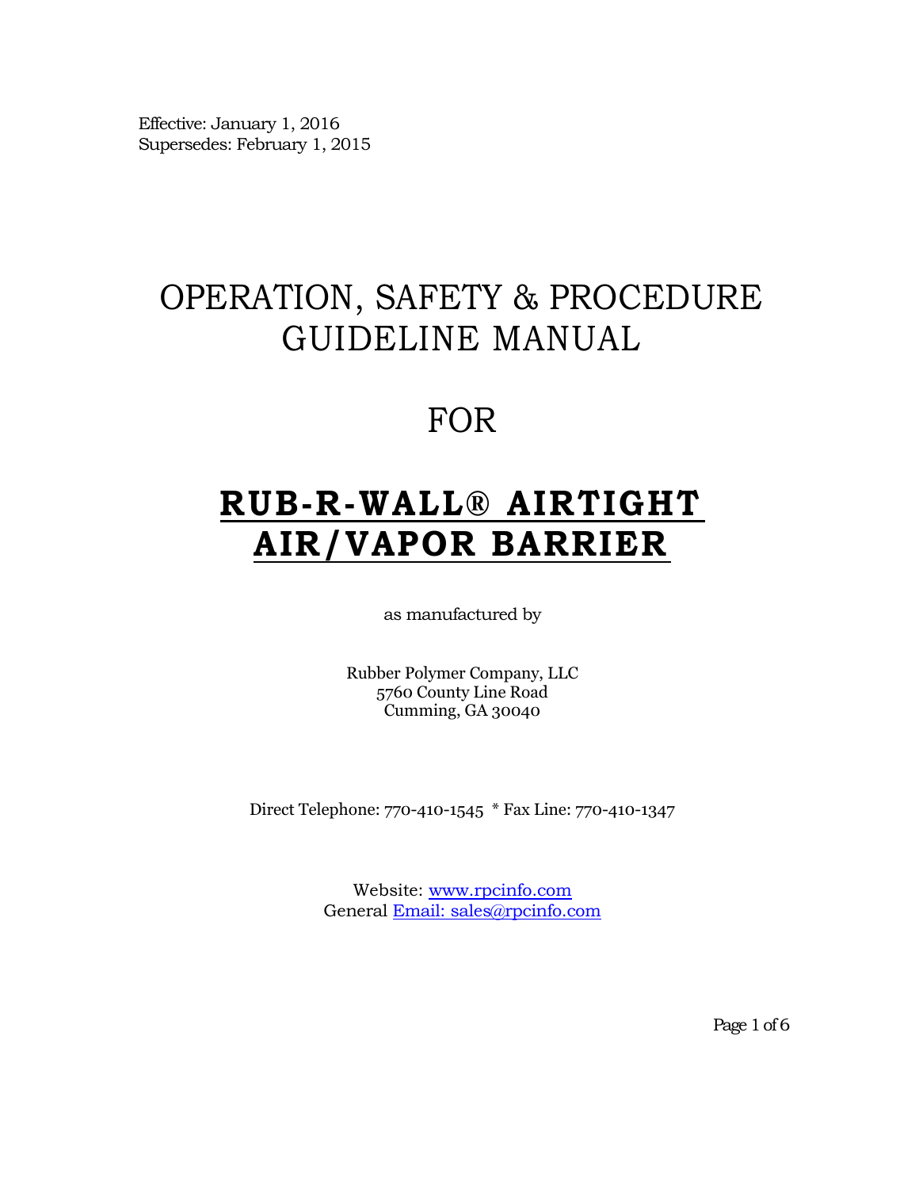Effective: January 1, 2016
Supersedes: February 1, 2015

# OPERATION, SAFETY & PROCEDURE GUIDELINE MANUAL

# FOR

# RUB-R-WALL® AIRTIGHT AIR/VAPOR BARRIER

as manufactured by

Rubber Polymer Company, LLC
5760 County Line Road
Cumming, GA 30040

Direct Telephone: 770-410-1545 * Fax Line: 770-410-1347

Website: www.rpcinfo.com
General Email: sales@rpcinfo.com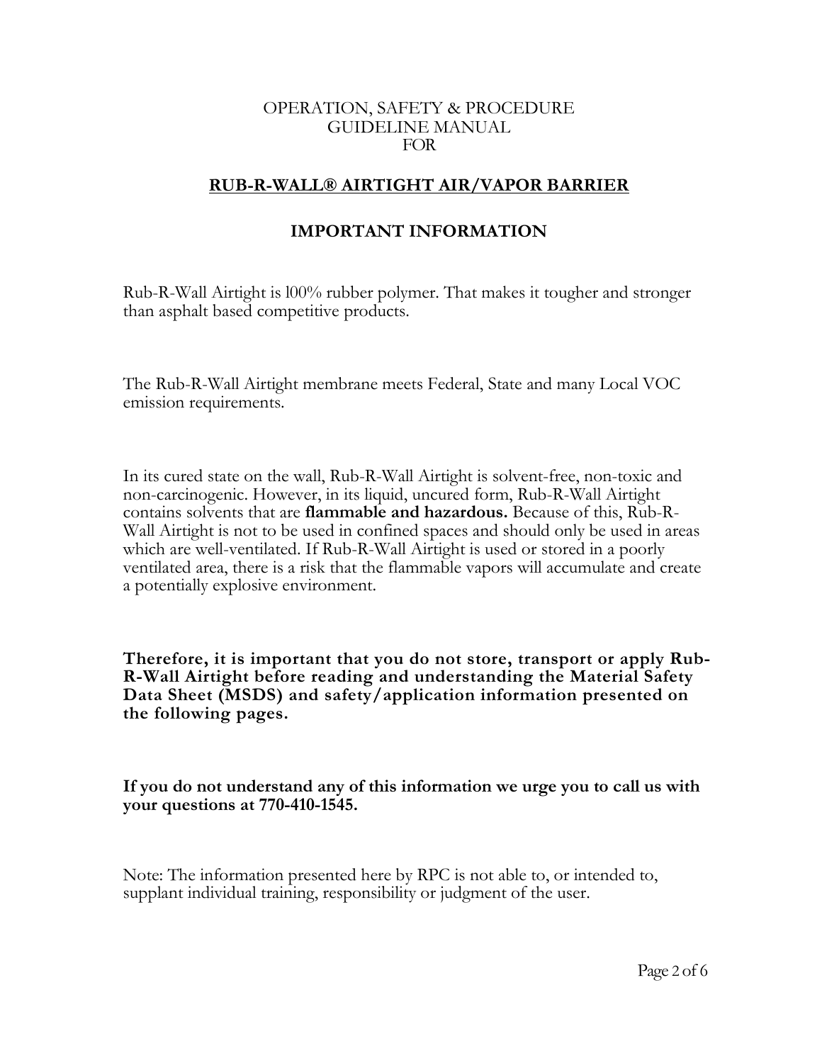OPERATION, SAFETY & PROCEDURE
GUIDELINE MANUAL
FOR

## RUB-R-WALL® AIRTIGHT AIR/VAPOR BARRIER

## IMPORTANT INFORMATION

Rub-R-Wall Airtight is l00% rubber polymer. That makes it tougher and stronger than asphalt based competitive products.

The Rub-R-Wall Airtight membrane meets Federal, State and many Local VOC emission requirements.

In its cured state on the wall, Rub-R-Wall Airtight is solvent-free, non-toxic and non-carcinogenic. However, in its liquid, uncured form, Rub-R-Wall Airtight contains solvents that are **flammable and hazardous.** Because of this, Rub-R-Wall Airtight is not to be used in confined spaces and should only be used in areas which are well-ventilated. If Rub-R-Wall Airtight is used or stored in a poorly ventilated area, there is a risk that the flammable vapors will accumulate and create a potentially explosive environment.

**Therefore, it is important that you do not store, transport or apply Rub-R-Wall Airtight before reading and understanding the Material Safety Data Sheet (MSDS) and safety/application information presented on the following pages.**

**If you do not understand any of this information we urge you to call us with your questions at 770-410-1545.**

Note: The information presented here by RPC is not able to, or intended to, supplant individual training, responsibility or judgment of the user.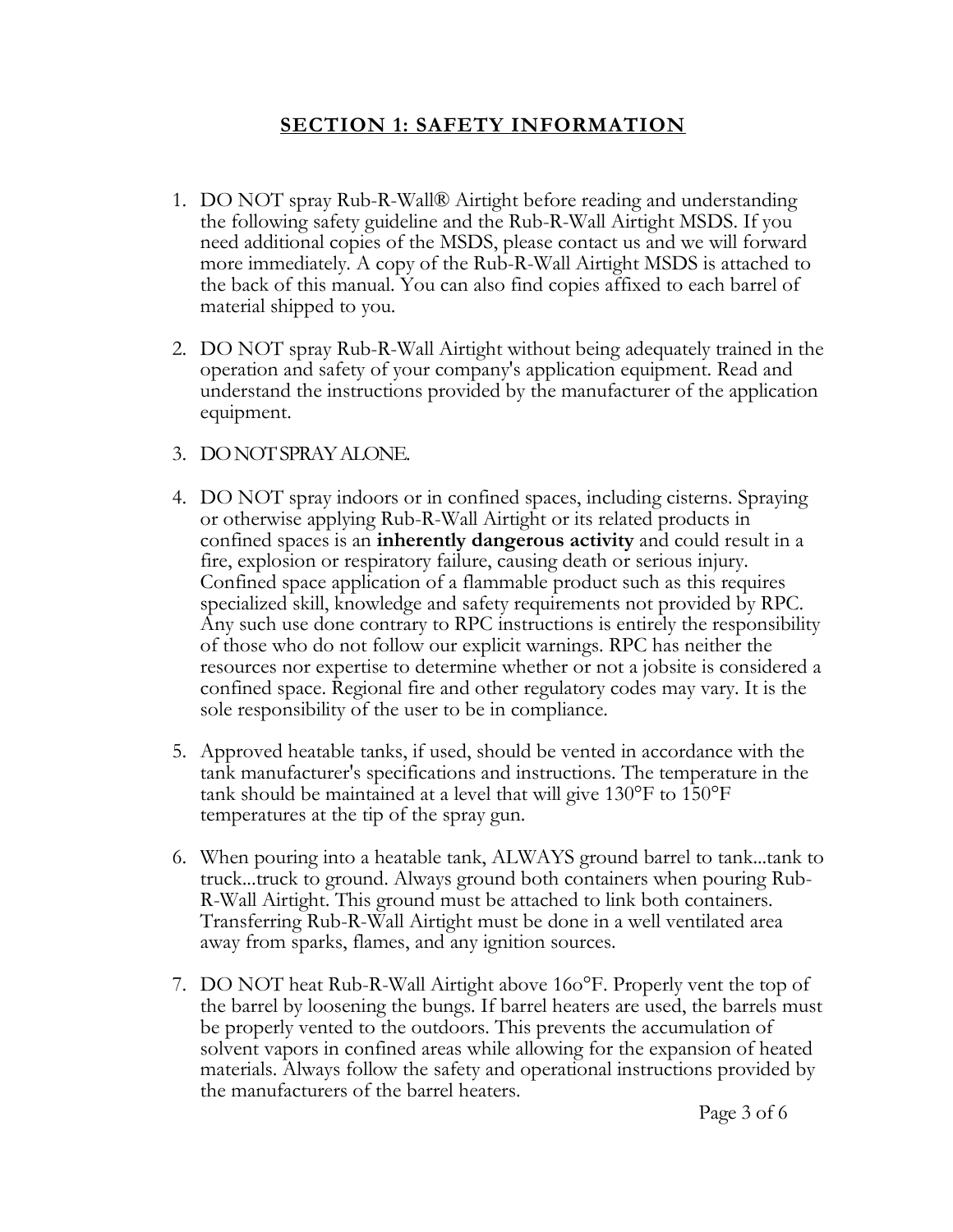## SECTION 1: SAFETY INFORMATION

1. DO NOT spray Rub-R-Wall® Airtight before reading and understanding the following safety guideline and the Rub-R-Wall Airtight MSDS. If you need additional copies of the MSDS, please contact us and we will forward more immediately. A copy of the Rub-R-Wall Airtight MSDS is attached to the back of this manual. You can also find copies affixed to each barrel of material shipped to you.

2. DO NOT spray Rub-R-Wall Airtight without being adequately trained in the operation and safety of your company's application equipment. Read and understand the instructions provided by the manufacturer of the application equipment.

3. DO NOT SPRAY ALONE.

4. DO NOT spray indoors or in confined spaces, including cisterns. Spraying or otherwise applying Rub-R-Wall Airtight or its related products in confined spaces is an **inherently dangerous activity** and could result in a fire, explosion or respiratory failure, causing death or serious injury. Confined space application of a flammable product such as this requires specialized skill, knowledge and safety requirements not provided by RPC. Any such use done contrary to RPC instructions is entirely the responsibility of those who do not follow our explicit warnings. RPC has neither the resources nor expertise to determine whether or not a jobsite is considered a confined space. Regional fire and other regulatory codes may vary. It is the sole responsibility of the user to be in compliance.

5. Approved heatable tanks, if used, should be vented in accordance with the tank manufacturer's specifications and instructions. The temperature in the tank should be maintained at a level that will give 130°F to 150°F temperatures at the tip of the spray gun.

6. When pouring into a heatable tank, ALWAYS ground barrel to tank...tank to truck...truck to ground. Always ground both containers when pouring Rub-R-Wall Airtight. This ground must be attached to link both containers. Transferring Rub-R-Wall Airtight must be done in a well ventilated area away from sparks, flames, and any ignition sources.

7. DO NOT heat Rub-R-Wall Airtight above 16o°F. Properly vent the top of the barrel by loosening the bungs. If barrel heaters are used, the barrels must be properly vented to the outdoors. This prevents the accumulation of solvent vapors in confined areas while allowing for the expansion of heated materials. Always follow the safety and operational instructions provided by the manufacturers of the barrel heaters.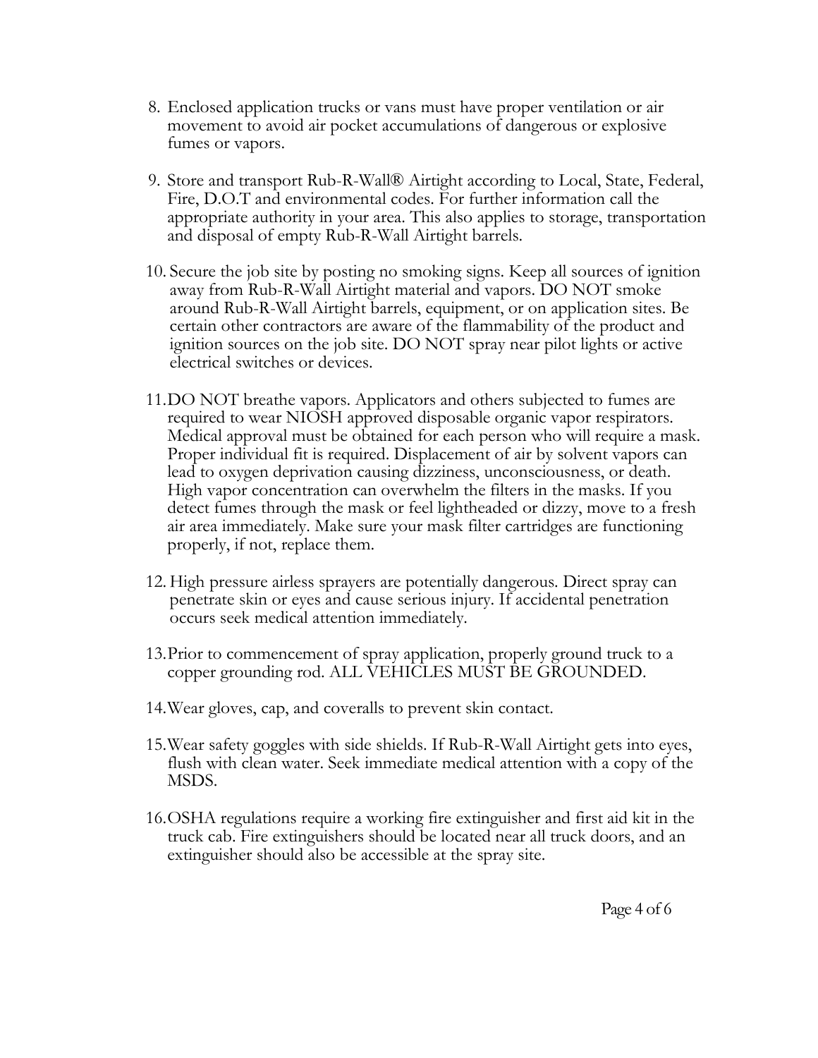8. Enclosed application trucks or vans must have proper ventilation or air movement to avoid air pocket accumulations of dangerous or explosive fumes or vapors.

9. Store and transport Rub-R-Wall® Airtight according to Local, State, Federal, Fire, D.O.T and environmental codes. For further information call the appropriate authority in your area. This also applies to storage, transportation and disposal of empty Rub-R-Wall Airtight barrels.

10. Secure the job site by posting no smoking signs. Keep all sources of ignition away from Rub-R-Wall Airtight material and vapors. DO NOT smoke around Rub-R-Wall Airtight barrels, equipment, or on application sites. Be certain other contractors are aware of the flammability of the product and ignition sources on the job site. DO NOT spray near pilot lights or active electrical switches or devices.

11. DO NOT breathe vapors. Applicators and others subjected to fumes are required to wear NIOSH approved disposable organic vapor respirators. Medical approval must be obtained for each person who will require a mask. Proper individual fit is required. Displacement of air by solvent vapors can lead to oxygen deprivation causing dizziness, unconsciousness, or death. High vapor concentration can overwhelm the filters in the masks. If you detect fumes through the mask or feel lightheaded or dizzy, move to a fresh air area immediately. Make sure your mask filter cartridges are functioning properly, if not, replace them.

12. High pressure airless sprayers are potentially dangerous. Direct spray can penetrate skin or eyes and cause serious injury. If accidental penetration occurs seek medical attention immediately.

13. Prior to commencement of spray application, properly ground truck to a copper grounding rod. ALL VEHICLES MUST BE GROUNDED.

14. Wear gloves, cap, and coveralls to prevent skin contact.

15. Wear safety goggles with side shields. If Rub-R-Wall Airtight gets into eyes, flush with clean water. Seek immediate medical attention with a copy of the MSDS.

16. OSHA regulations require a working fire extinguisher and first aid kit in the truck cab. Fire extinguishers should be located near all truck doors, and an extinguisher should also be accessible at the spray site.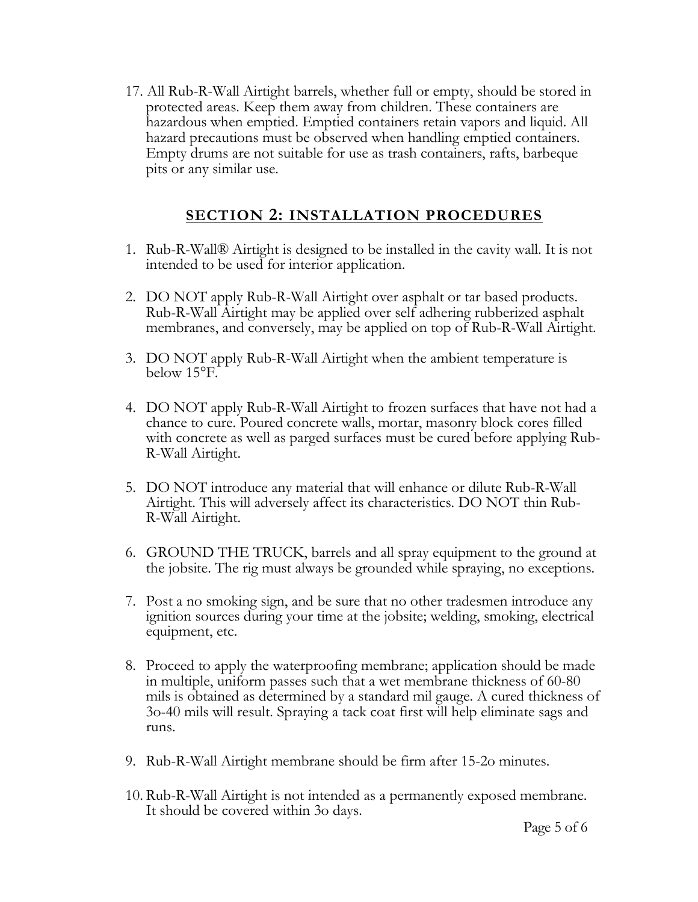17. All Rub-R-Wall Airtight barrels, whether full or empty, should be stored in protected areas. Keep them away from children. These containers are hazardous when emptied. Emptied containers retain vapors and liquid. All hazard precautions must be observed when handling emptied containers. Empty drums are not suitable for use as trash containers, rafts, barbeque pits or any similar use.

## SECTION 2: INSTALLATION PROCEDURES

1. Rub-R-Wall® Airtight is designed to be installed in the cavity wall. It is not intended to be used for interior application.

2. DO NOT apply Rub-R-Wall Airtight over asphalt or tar based products. Rub-R-Wall Airtight may be applied over self adhering rubberized asphalt membranes, and conversely, may be applied on top of Rub-R-Wall Airtight.

3. DO NOT apply Rub-R-Wall Airtight when the ambient temperature is below 15°F.

4. DO NOT apply Rub-R-Wall Airtight to frozen surfaces that have not had a chance to cure. Poured concrete walls, mortar, masonry block cores filled with concrete as well as parged surfaces must be cured before applying Rub-R-Wall Airtight.

5. DO NOT introduce any material that will enhance or dilute Rub-R-Wall Airtight. This will adversely affect its characteristics. DO NOT thin Rub-R-Wall Airtight.

6. GROUND THE TRUCK, barrels and all spray equipment to the ground at the jobsite. The rig must always be grounded while spraying, no exceptions.

7. Post a no smoking sign, and be sure that no other tradesmen introduce any ignition sources during your time at the jobsite; welding, smoking, electrical equipment, etc.

8. Proceed to apply the waterproofing membrane; application should be made in multiple, uniform passes such that a wet membrane thickness of 60-80 mils is obtained as determined by a standard mil gauge. A cured thickness of 30-40 mils will result. Spraying a tack coat first will help eliminate sags and runs.

9. Rub-R-Wall Airtight membrane should be firm after 15-20 minutes.

10. Rub-R-Wall Airtight is not intended as a permanently exposed membrane. It should be covered within 30 days.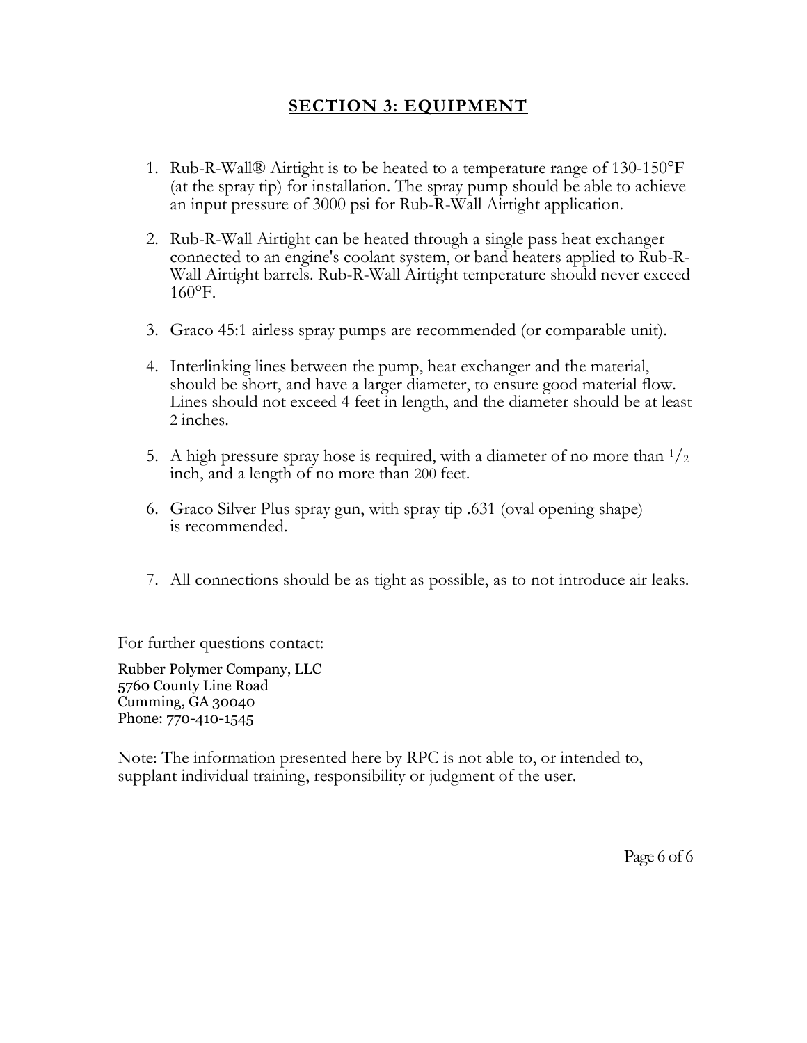## SECTION 3: EQUIPMENT

1. Rub-R-Wall® Airtight is to be heated to a temperature range of 130-150°F (at the spray tip) for installation. The spray pump should be able to achieve an input pressure of 3000 psi for Rub-R-Wall Airtight application.

2. Rub-R-Wall Airtight can be heated through a single pass heat exchanger connected to an engine's coolant system, or band heaters applied to Rub-R-Wall Airtight barrels. Rub-R-Wall Airtight temperature should never exceed 160°F.

3. Graco 45:1 airless spray pumps are recommended (or comparable unit).

4. Interlinking lines between the pump, heat exchanger and the material, should be short, and have a larger diameter, to ensure good material flow. Lines should not exceed 4 feet in length, and the diameter should be at least 2 inches.

5. A high pressure spray hose is required, with a diameter of no more than 1/2 inch, and a length of no more than 200 feet.

6. Graco Silver Plus spray gun, with spray tip .631 (oval opening shape) is recommended.

7. All connections should be as tight as possible, as to not introduce air leaks.

For further questions contact:

Rubber Polymer Company, LLC
5760 County Line Road
Cumming, GA 30040
Phone: 770-410-1545

Note: The information presented here by RPC is not able to, or intended to, supplant individual training, responsibility or judgment of the user.